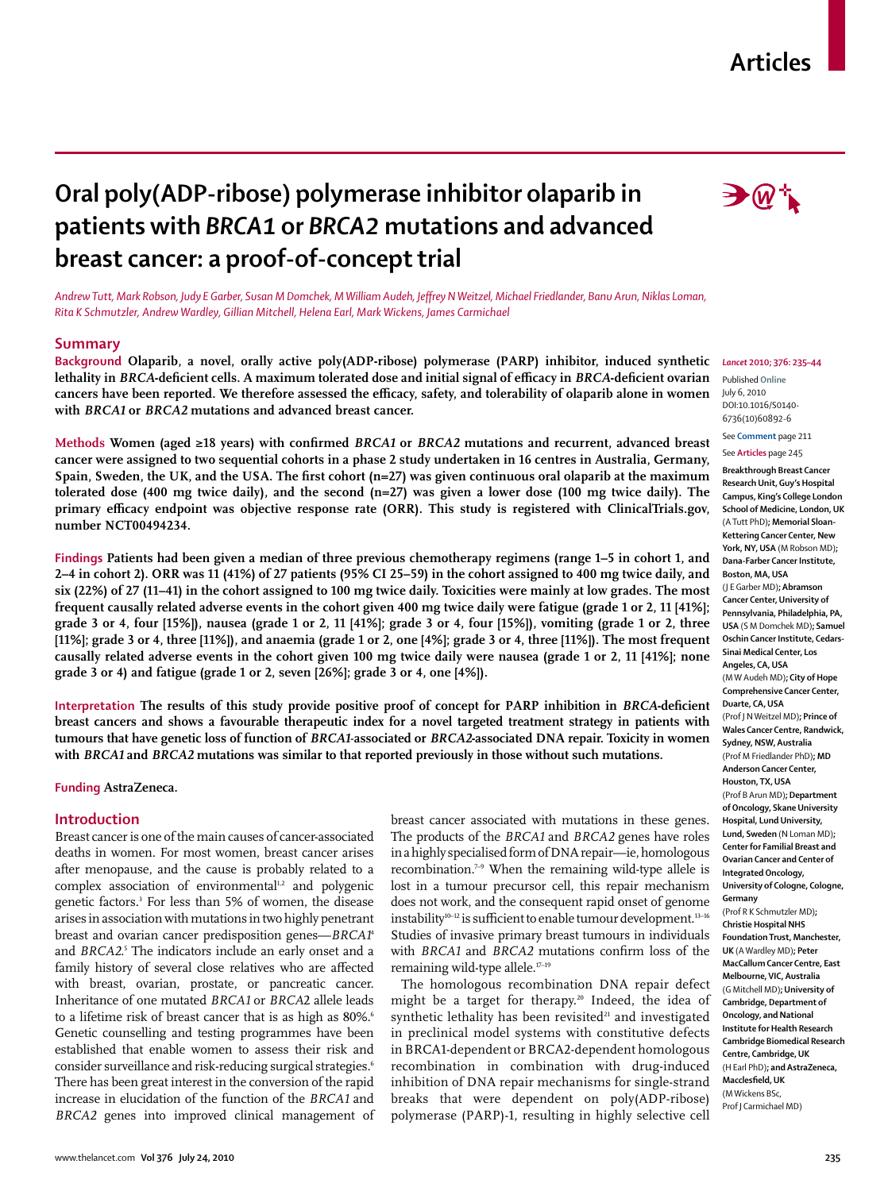Articles

# Oral poly(ADP-ribose) polymerase inhibitor olaparib in patients with *BRCA1* or *BRCA2* mutations and advanced breast cancer: a proof-of-concept trial

*Andrew Tutt, Mark Robson, Judy E Garber, Susan M Domchek, M William Audeh, Jeffrey N Weitzel, Michael Friedlander, Banu Arun, Niklas Loman, Rita K Schmutzler, Andrew Wardley, Gillian Mitchell, Helena Earl, Mark Wickens, James Carmichael*

## Summary

**Background** **Olaparib, a novel, orally active poly(ADP-ribose) polymerase (PARP) inhibitor, induced synthetic lethality in *BRCA*-deficient cells. A maximum tolerated dose and initial signal of efficacy in *BRCA*-deficient ovarian cancers have been reported. We therefore assessed the efficacy, safety, and tolerability of olaparib alone in women with *BRCA1* or *BRCA2* mutations and advanced breast cancer.**

**Methods** **Women (aged ≥18 years) with confirmed *BRCA1* or *BRCA2* mutations and recurrent, advanced breast cancer were assigned to two sequential cohorts in a phase 2 study undertaken in 16 centres in Australia, Germany, Spain, Sweden, the UK, and the USA. The first cohort (n=27) was given continuous oral olaparib at the maximum tolerated dose (400 mg twice daily), and the second (n=27) was given a lower dose (100 mg twice daily). The primary efficacy endpoint was objective response rate (ORR). This study is registered with ClinicalTrials.gov, number NCT00494234.**

**Findings** **Patients had been given a median of three previous chemotherapy regimens (range 1–5 in cohort 1, and 2–4 in cohort 2). ORR was 11 (41%) of 27 patients (95% CI 25–59) in the cohort assigned to 400 mg twice daily, and six (22%) of 27 (11–41) in the cohort assigned to 100 mg twice daily. Toxicities were mainly at low grades. The most frequent causally related adverse events in the cohort given 400 mg twice daily were fatigue (grade 1 or 2, 11 [41%]; grade 3 or 4, four [15%]), nausea (grade 1 or 2, 11 [41%]; grade 3 or 4, four [15%]), vomiting (grade 1 or 2, three [11%]; grade 3 or 4, three [11%]), and anaemia (grade 1 or 2, one [4%]; grade 3 or 4, three [11%]). The most frequent causally related adverse events in the cohort given 100 mg twice daily were nausea (grade 1 or 2, 11 [41%]; none grade 3 or 4) and fatigue (grade 1 or 2, seven [26%]; grade 3 or 4, one [4%]).**

**Interpretation** **The results of this study provide positive proof of concept for PARP inhibition in *BRCA*-deficient breast cancers and shows a favourable therapeutic index for a novel targeted treatment strategy in patients with tumours that have genetic loss of function of *BRCA1*-associated or *BRCA2*-associated DNA repair. Toxicity in women with *BRCA1* and *BRCA2* mutations was similar to that reported previously in those without such mutations.**

**Funding** **AstraZeneca.**

*Lancet* 2010; 376: 235–44

Published Online July 6, 2010 DOI:10.1016/S0140-6736(10)60892-6

See **Comment** page 211

See **Articles** page 245

**Breakthrough Breast Cancer Research Unit, Guy's Hospital Campus, King's College London School of Medicine, London, UK** (A Tutt PhD); **Memorial Sloan-Kettering Cancer Center, New York, NY, USA** (M Robson MD); **Dana-Farber Cancer Institute, Boston, MA, USA** (J E Garber MD); **Abramson Cancer Center, University of Pennsylvania, Philadelphia, PA, USA** (S M Domchek MD); **Samuel Oschin Cancer Institute, Cedars-Sinai Medical Center, Los Angeles, CA, USA** (M W Audeh MD); **City of Hope Comprehensive Cancer Center, Duarte, CA, USA** (Prof J N Weitzel MD); **Prince of Wales Cancer Centre, Randwick, Sydney, NSW, Australia** (Prof M Friedlander PhD); **MD Anderson Cancer Center, Houston, TX, USA** (Prof B Arun MD); **Department of Oncology, Skane University Hospital, Lund University, Lund, Sweden** (N Loman MD); **Center for Familial Breast and Ovarian Cancer and Center of Integrated Oncology, University of Cologne, Cologne, Germany** (Prof R K Schmutzler MD); **Christie Hospital NHS Foundation Trust, Manchester, UK** (A Wardley MD); **Peter MacCallum Cancer Centre, East Melbourne, VIC, Australia** (G Mitchell MD); **University of Cambridge, Department of Oncology, and National Institute for Health Research Cambridge Biomedical Research Centre, Cambridge, UK** (H Earl PhD); **and AstraZeneca, Macclesfield, UK** (M Wickens BSc, Prof J Carmichael MD)

## Introduction

Breast cancer is one of the main causes of cancer-associated deaths in women. For most women, breast cancer arises after menopause, and the cause is probably related to a complex association of environmental[1,2] and polygenic genetic factors.[3] For less than 5% of women, the disease arises in association with mutations in two highly penetrant breast and ovarian cancer predisposition genes—*BRCA1*[4] and *BRCA2*.[5] The indicators include an early onset and a family history of several close relatives who are affected with breast, ovarian, prostate, or pancreatic cancer. Inheritance of one mutated *BRCA1* or *BRCA2* allele leads to a lifetime risk of breast cancer that is as high as 80%.[6] Genetic counselling and testing programmes have been established that enable women to assess their risk and consider surveillance and risk-reducing surgical strategies.[6] There has been great interest in the conversion of the rapid increase in elucidation of the function of the *BRCA1* and *BRCA2* genes into improved clinical management of breast cancer associated with mutations in these genes. The products of the *BRCA1* and *BRCA2* genes have roles in a highly specialised form of DNA repair—ie, homologous recombination.[7–9] When the remaining wild-type allele is lost in a tumour precursor cell, this repair mechanism does not work, and the consequent rapid onset of genome instability[10–12] is sufficient to enable tumour development.[13–16] Studies of invasive primary breast tumours in individuals with *BRCA1* and *BRCA2* mutations confirm loss of the remaining wild-type allele.[17–19]

The homologous recombination DNA repair defect might be a target for therapy.[20] Indeed, the idea of synthetic lethality has been revisited[21] and investigated in preclinical model systems with constitutive defects in BRCA1-dependent or BRCA2-dependent homologous recombination in combination with drug-induced inhibition of DNA repair mechanisms for single-strand breaks that were dependent on poly(ADP-ribose) polymerase (PARP)-1, resulting in highly selective cell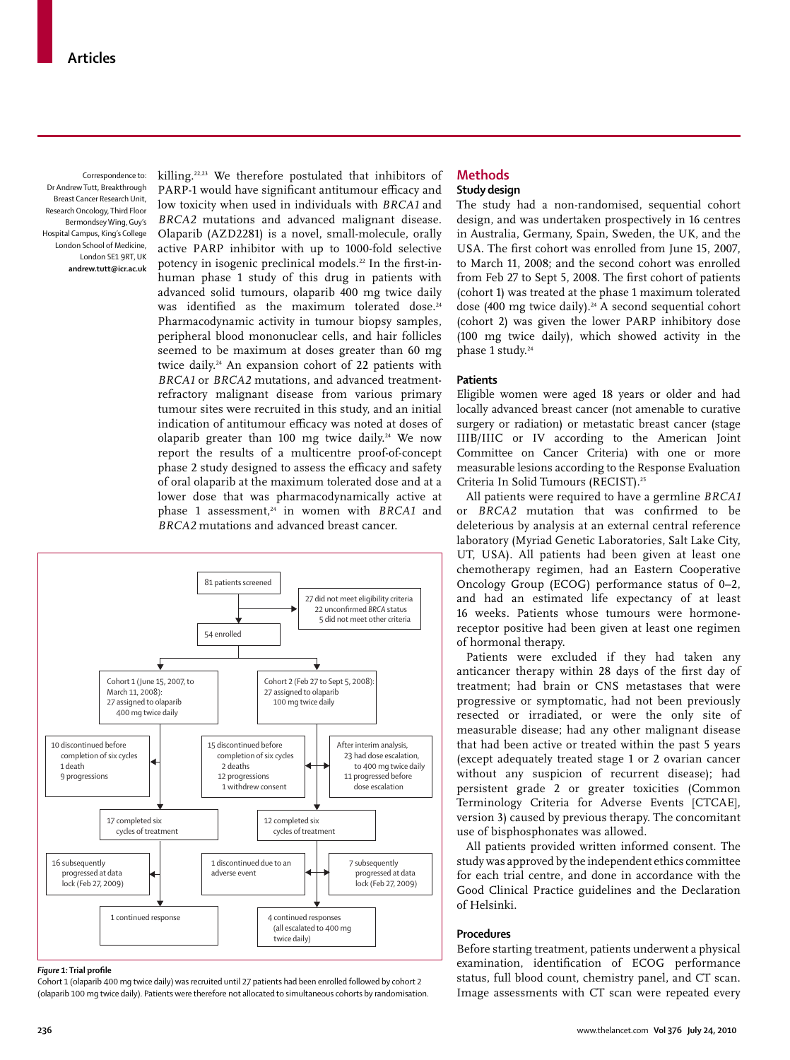Correspondence to: Dr Andrew Tutt, Breakthrough Breast Cancer Research Unit, Research Oncology, Third Floor Bermondsey Wing, Guy's Hospital Campus, King's College London School of Medicine, London SE1 9RT, UK **andrew.tutt@icr.ac.uk**

killing.[22,23] We therefore postulated that inhibitors of PARP-1 would have significant antitumour efficacy and low toxicity when used in individuals with *BRCA1* and *BRCA2* mutations and advanced malignant disease. Olaparib (AZD2281) is a novel, small-molecule, orally active PARP inhibitor with up to 1000-fold selective potency in isogenic preclinical models.[22] In the first-in-human phase 1 study of this drug in patients with advanced solid tumours, olaparib 400 mg twice daily was identified as the maximum tolerated dose.[24] Pharmacodynamic activity in tumour biopsy samples, peripheral blood mononuclear cells, and hair follicles seemed to be maximum at doses greater than 60 mg twice daily.[24] An expansion cohort of 22 patients with *BRCA1* or *BRCA2* mutations, and advanced treatment-refractory malignant disease from various primary tumour sites were recruited in this study, and an initial indication of antitumour efficacy was noted at doses of olaparib greater than 100 mg twice daily.[24] We now report the results of a multicentre proof-of-concept phase 2 study designed to assess the efficacy and safety of oral olaparib at the maximum tolerated dose and at a lower dose that was pharmacodynamically active at phase 1 assessment,[24] in women with *BRCA1* and *BRCA2* mutations and advanced breast cancer.

81 patients screened

27 did not meet eligibility criteria
22 unconfirmed *BRCA* status
5 did not meet other criteria

54 enrolled

Cohort 1 (June 15, 2007, to March 11, 2008):
27 assigned to olaparib 400 mg twice daily

Cohort 2 (Feb 27 to Sept 5, 2008):
27 assigned to olaparib 100 mg twice daily

10 discontinued before completion of six cycles
1 death
9 progressions

15 discontinued before completion of six cycles
2 deaths
12 progressions
1 withdrew consent

After interim analysis, 23 had dose escalation, to 400 mg twice daily
11 progressed before dose escalation

17 completed six cycles of treatment

12 completed six cycles of treatment

16 subsequently progressed at data lock (Feb 27, 2009)

1 discontinued due to an adverse event

7 subsequently progressed at data lock (Feb 27, 2009)

1 continued response

4 continued responses (all escalated to 400 mg twice daily)

*Figure 1:* **Trial profile**
Cohort 1 (olaparib 400 mg twice daily) was recruited until 27 patients had been enrolled followed by cohort 2 (olaparib 100 mg twice daily). Patients were therefore not allocated to simultaneous cohorts by randomisation.

## Methods

### Study design

The study had a non-randomised, sequential cohort design, and was undertaken prospectively in 16 centres in Australia, Germany, Spain, Sweden, the UK, and the USA. The first cohort was enrolled from June 15, 2007, to March 11, 2008; and the second cohort was enrolled from Feb 27 to Sept 5, 2008. The first cohort of patients (cohort 1) was treated at the phase 1 maximum tolerated dose (400 mg twice daily).[24] A second sequential cohort (cohort 2) was given the lower PARP inhibitory dose (100 mg twice daily), which showed activity in the phase 1 study.[24]

### Patients

Eligible women were aged 18 years or older and had locally advanced breast cancer (not amenable to curative surgery or radiation) or metastatic breast cancer (stage IIIB/IIIC or IV according to the American Joint Committee on Cancer Criteria) with one or more measurable lesions according to the Response Evaluation Criteria In Solid Tumours (RECIST).[25]

All patients were required to have a germline *BRCA1* or *BRCA2* mutation that was confirmed to be deleterious by analysis at an external central reference laboratory (Myriad Genetic Laboratories, Salt Lake City, UT, USA). All patients had been given at least one chemotherapy regimen, had an Eastern Cooperative Oncology Group (ECOG) performance status of 0–2, and had an estimated life expectancy of at least 16 weeks. Patients whose tumours were hormone-receptor positive had been given at least one regimen of hormonal therapy.

Patients were excluded if they had taken any anticancer therapy within 28 days of the first day of treatment; had brain or CNS metastases that were progressive or symptomatic, had not been previously resected or irradiated, or were the only site of measurable disease; had any other malignant disease that had been active or treated within the past 5 years (except adequately treated stage 1 or 2 ovarian cancer without any suspicion of recurrent disease); had persistent grade 2 or greater toxicities (Common Terminology Criteria for Adverse Events [CTCAE], version 3) caused by previous therapy. The concomitant use of bisphosphonates was allowed.

All patients provided written informed consent. The study was approved by the independent ethics committee for each trial centre, and done in accordance with the Good Clinical Practice guidelines and the Declaration of Helsinki.

### Procedures

Before starting treatment, patients underwent a physical examination, identification of ECOG performance status, full blood count, chemistry panel, and CT scan. Image assessments with CT scan were repeated every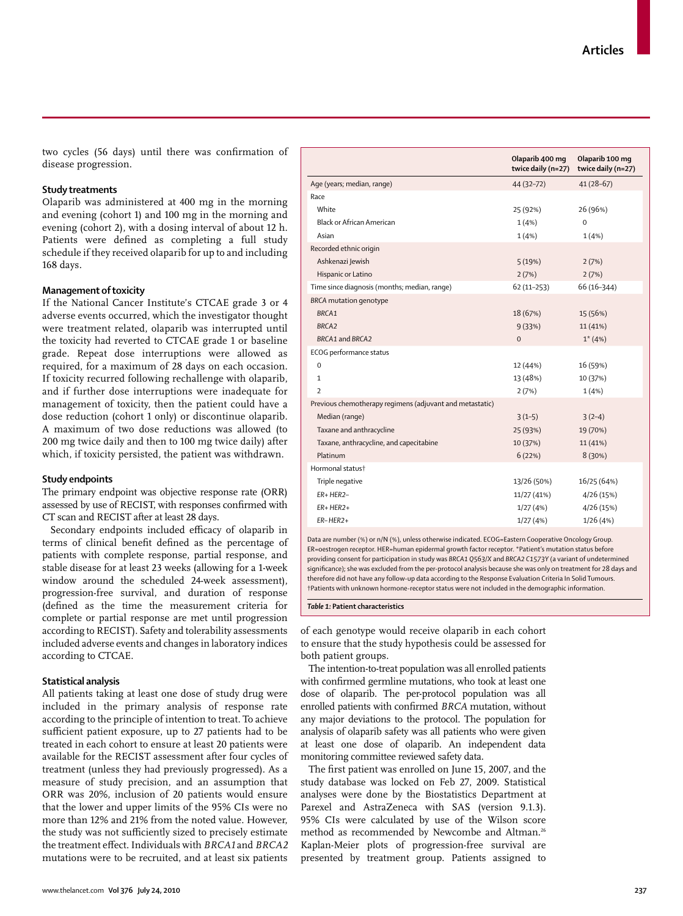two cycles (56 days) until there was confirmation of disease progression.

### Study treatments

Olaparib was administered at 400 mg in the morning and evening (cohort 1) and 100 mg in the morning and evening (cohort 2), with a dosing interval of about 12 h. Patients were defined as completing a full study schedule if they received olaparib for up to and including 168 days.

### Management of toxicity

If the National Cancer Institute's CTCAE grade 3 or 4 adverse events occurred, which the investigator thought were treatment related, olaparib was interrupted until the toxicity had reverted to CTCAE grade 1 or baseline grade. Repeat dose interruptions were allowed as required, for a maximum of 28 days on each occasion. If toxicity recurred following rechallenge with olaparib, and if further dose interruptions were inadequate for management of toxicity, then the patient could have a dose reduction (cohort 1 only) or discontinue olaparib. A maximum of two dose reductions was allowed (to 200 mg twice daily and then to 100 mg twice daily) after which, if toxicity persisted, the patient was withdrawn.

### Study endpoints

The primary endpoint was objective response rate (ORR) assessed by use of RECIST, with responses confirmed with CT scan and RECIST after at least 28 days.

Secondary endpoints included efficacy of olaparib in terms of clinical benefit defined as the percentage of patients with complete response, partial response, and stable disease for at least 23 weeks (allowing for a 1-week window around the scheduled 24-week assessment), progression-free survival, and duration of response (defined as the time the measurement criteria for complete or partial response are met until progression according to RECIST). Safety and tolerability assessments included adverse events and changes in laboratory indices according to CTCAE.

### Statistical analysis

All patients taking at least one dose of study drug were included in the primary analysis of response rate according to the principle of intention to treat. To achieve sufficient patient exposure, up to 27 patients had to be treated in each cohort to ensure at least 20 patients were available for the RECIST assessment after four cycles of treatment (unless they had previously progressed). As a measure of study precision, and an assumption that ORR was 20%, inclusion of 20 patients would ensure that the lower and upper limits of the 95% CIs were no more than 12% and 21% from the noted value. However, the study was not sufficiently sized to precisely estimate the treatment effect. Individuals with *BRCA1* and *BRCA2* mutations were to be recruited, and at least six patients of each genotype would receive olaparib in each cohort to ensure that the study hypothesis could be assessed for both patient groups.

The intention-to-treat population was all enrolled patients with confirmed germline mutations, who took at least one dose of olaparib. The per-protocol population was all enrolled patients with confirmed *BRCA* mutation, without any major deviations to the protocol. The population for analysis of olaparib safety was all patients who were given at least one dose of olaparib. An independent data monitoring committee reviewed safety data.

The first patient was enrolled on June 15, 2007, and the study database was locked on Feb 27, 2009. Statistical analyses were done by the Biostatistics Department at Parexel and AstraZeneca with SAS (version 9.1.3). 95% CIs were calculated by use of the Wilson score method as recommended by Newcombe and Altman.[26] Kaplan-Meier plots of progression-free survival are presented by treatment group. Patients assigned to

| | Olaparib 400 mg twice daily (n=27) | Olaparib 100 mg twice daily (n=27) |
|---|---|---|
| Age (years; median, range) | 44 (32–72) | 41 (28–67) |
| Race | | |
| White | 25 (92%) | 26 (96%) |
| Black or African American | 1 (4%) | 0 |
| Asian | 1 (4%) | 1 (4%) |
| Recorded ethnic origin | | |
| Ashkenazi Jewish | 5 (19%) | 2 (7%) |
| Hispanic or Latino | 2 (7%) | 2 (7%) |
| Time since diagnosis (months; median, range) | 62 (11–253) | 66 (16–344) |
| *BRCA* mutation genotype | | |
| *BRCA1* | 18 (67%) | 15 (56%) |
| *BRCA2* | 9 (33%) | 11 (41%) |
| *BRCA1* and *BRCA2* | 0 | 1* (4%) |
| ECOG performance status | | |
| 0 | 12 (44%) | 16 (59%) |
| 1 | 13 (48%) | 10 (37%) |
| 2 | 2 (7%) | 1 (4%) |
| Previous chemotherapy regimens (adjuvant and metastatic) | | |
| Median (range) | 3 (1–5) | 3 (2–4) |
| Taxane and anthracycline | 25 (93%) | 19 (70%) |
| Taxane, anthracycline, and capecitabine | 10 (37%) | 11 (41%) |
| Platinum | 6 (22%) | 8 (30%) |
| Hormonal status† | | |
| Triple negative | 13/26 (50%) | 16/25 (64%) |
| *ER+ HER2–* | 11/27 (41%) | 4/26 (15%) |
| *ER+ HER2+* | 1/27 (4%) | 4/26 (15%) |
| *ER– HER2+* | 1/27 (4%) | 1/26 (4%) |

Data are number (%) or n/N (%), unless otherwise indicated. ECOG=Eastern Cooperative Oncology Group. ER=oestrogen receptor. HER=human epidermal growth factor receptor. *Patient's mutation status before providing consent for participation in study was *BRCA1 Q563/X* and *BRCA2 C1573Y* (a variant of undetermined significance); she was excluded from the per-protocol analysis because she was only on treatment for 28 days and therefore did not have any follow-up data according to the Response Evaluation Criteria In Solid Tumours. †Patients with unknown hormone-receptor status were not included in the demographic information.

***Table 1:*** **Patient characteristics**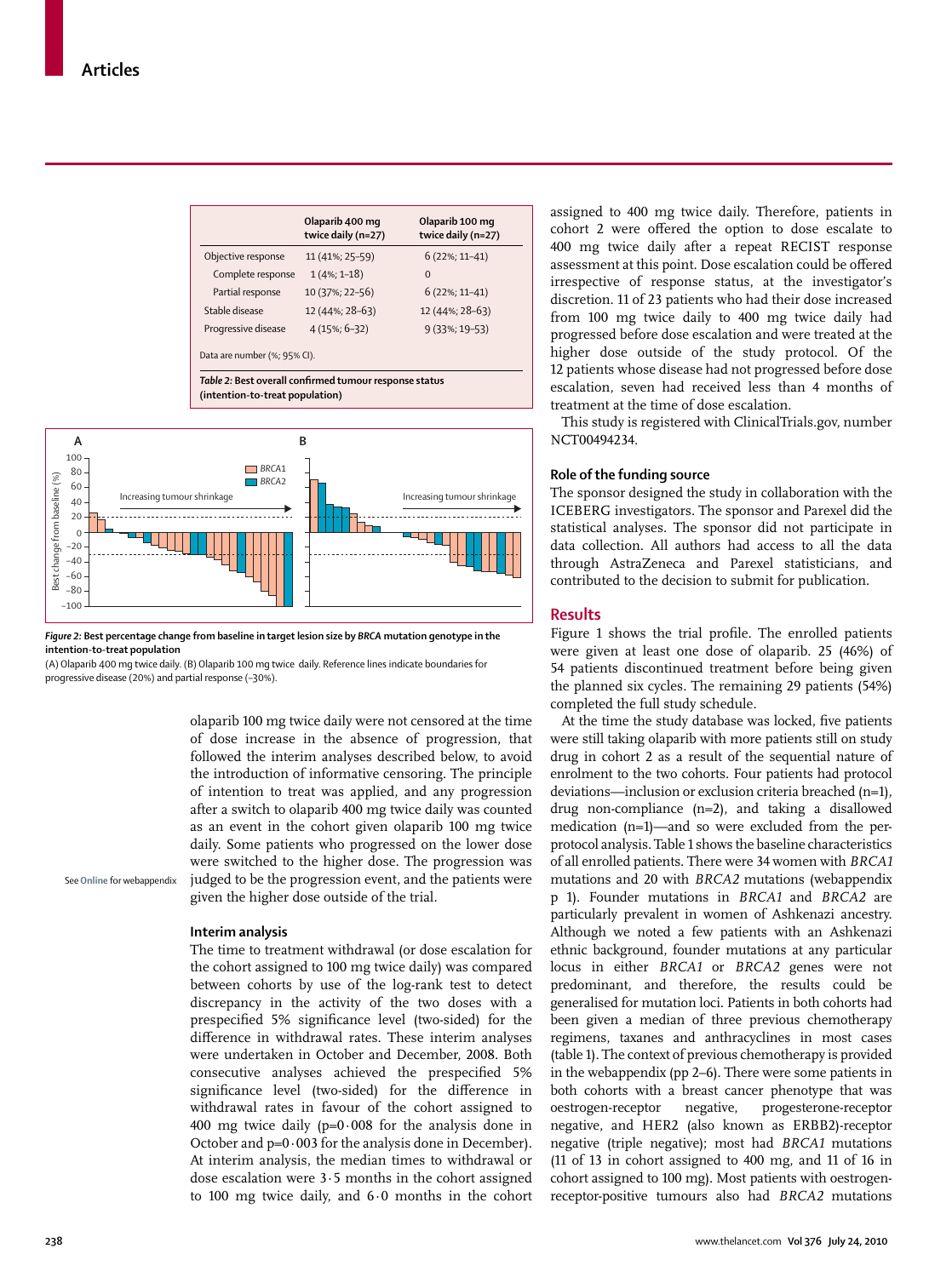|  | Olaparib 400 mg twice daily (n=27) | Olaparib 100 mg twice daily (n=27) |
|---|---|---|
| Objective response | 11 (41%; 25–59) | 6 (22%; 11–41) |
| Complete response | 1 (4%; 1–18) | 0 |
| Partial response | 10 (37%; 22–56) | 6 (22%; 11–41) |
| Stable disease | 12 (44%; 28–63) | 12 (44%; 28–63) |
| Progressive disease | 4 (15%; 6–32) | 9 (33%; 19–53) |

Data are number (%; 95% CI).

***Table 2:*** **Best overall confirmed tumour response status (intention-to-treat population)**

A

B

*BRCA1*

*BRCA2*

Increasing tumour shrinkage

Increasing tumour shrinkage

Best change from baseline (%)

100

80

60

40

20

0

−20

−40

−60

−80

−100

***Figure 2:*** **Best percentage change from baseline in target lesion size by *BRCA* mutation genotype in the intention-to-treat population**

(A) Olaparib 400 mg twice daily. (B) Olaparib 100 mg twice daily. Reference lines indicate boundaries for progressive disease (20%) and partial response (–30%).

olaparib 100 mg twice daily were not censored at the time of dose increase in the absence of progression, that followed the interim analyses described below, to avoid the introduction of informative censoring. The principle of intention to treat was applied, and any progression after a switch to olaparib 400 mg twice daily was counted as an event in the cohort given olaparib 100 mg twice daily. Some patients who progressed on the lower dose were switched to the higher dose. The progression was judged to be the progression event, and the patients were given the higher dose outside of the trial.

See Online for webappendix

### Interim analysis

The time to treatment withdrawal (or dose escalation for the cohort assigned to 100 mg twice daily) was compared between cohorts by use of the log-rank test to detect discrepancy in the activity of the two doses with a prespecified 5% significance level (two-sided) for the difference in withdrawal rates. These interim analyses were undertaken in October and December, 2008. Both consecutive analyses achieved the prespecified 5% significance level (two-sided) for the difference in withdrawal rates in favour of the cohort assigned to 400 mg twice daily ($p=0\cdot008$ for the analysis done in October and $p=0\cdot003$ for the analysis done in December). At interim analysis, the median times to withdrawal or dose escalation were 3·5 months in the cohort assigned to 100 mg twice daily, and 6·0 months in the cohort assigned to 400 mg twice daily. Therefore, patients in cohort 2 were offered the option to dose escalate to 400 mg twice daily after a repeat RECIST response assessment at this point. Dose escalation could be offered irrespective of response status, at the investigator's discretion. 11 of 23 patients who had their dose increased from 100 mg twice daily to 400 mg twice daily had progressed before dose escalation and were treated at the higher dose outside of the study protocol. Of the 12 patients whose disease had not progressed before dose escalation, seven had received less than 4 months of treatment at the time of dose escalation.

This study is registered with ClinicalTrials.gov, number NCT00494234.

### Role of the funding source

The sponsor designed the study in collaboration with the ICEBERG investigators. The sponsor and Parexel did the statistical analyses. The sponsor did not participate in data collection. All authors had access to all the data through AstraZeneca and Parexel statisticians, and contributed to the decision to submit for publication.

## Results

Figure 1 shows the trial profile. The enrolled patients were given at least one dose of olaparib. 25 (46%) of 54 patients discontinued treatment before being given the planned six cycles. The remaining 29 patients (54%) completed the full study schedule.

At the time the study database was locked, five patients were still taking olaparib with more patients still on study drug in cohort 2 as a result of the sequential nature of enrolment to the two cohorts. Four patients had protocol deviations—inclusion or exclusion criteria breached (n=1), drug non-compliance (n=2), and taking a disallowed medication (n=1)—and so were excluded from the per-protocol analysis. Table 1 shows the baseline characteristics of all enrolled patients. There were 34 women with *BRCA1* mutations and 20 with *BRCA2* mutations (webappendix p 1). Founder mutations in *BRCA1* and *BRCA2* are particularly prevalent in women of Ashkenazi ancestry. Although we noted a few patients with an Ashkenazi ethnic background, founder mutations at any particular locus in either *BRCA1* or *BRCA2* genes were not predominant, and therefore, the results could be generalised for mutation loci. Patients in both cohorts had been given a median of three previous chemotherapy regimens, taxanes and anthracyclines in most cases (table 1). The context of previous chemotherapy is provided in the webappendix (pp 2–6). There were some patients in both cohorts with a breast cancer phenotype that was oestrogen-receptor negative, progesterone-receptor negative, and HER2 (also known as ERBB2)-receptor negative (triple negative); most had *BRCA1* mutations (11 of 13 in cohort assigned to 400 mg, and 11 of 16 in cohort assigned to 100 mg). Most patients with oestrogen-receptor-positive tumours also had *BRCA2* mutations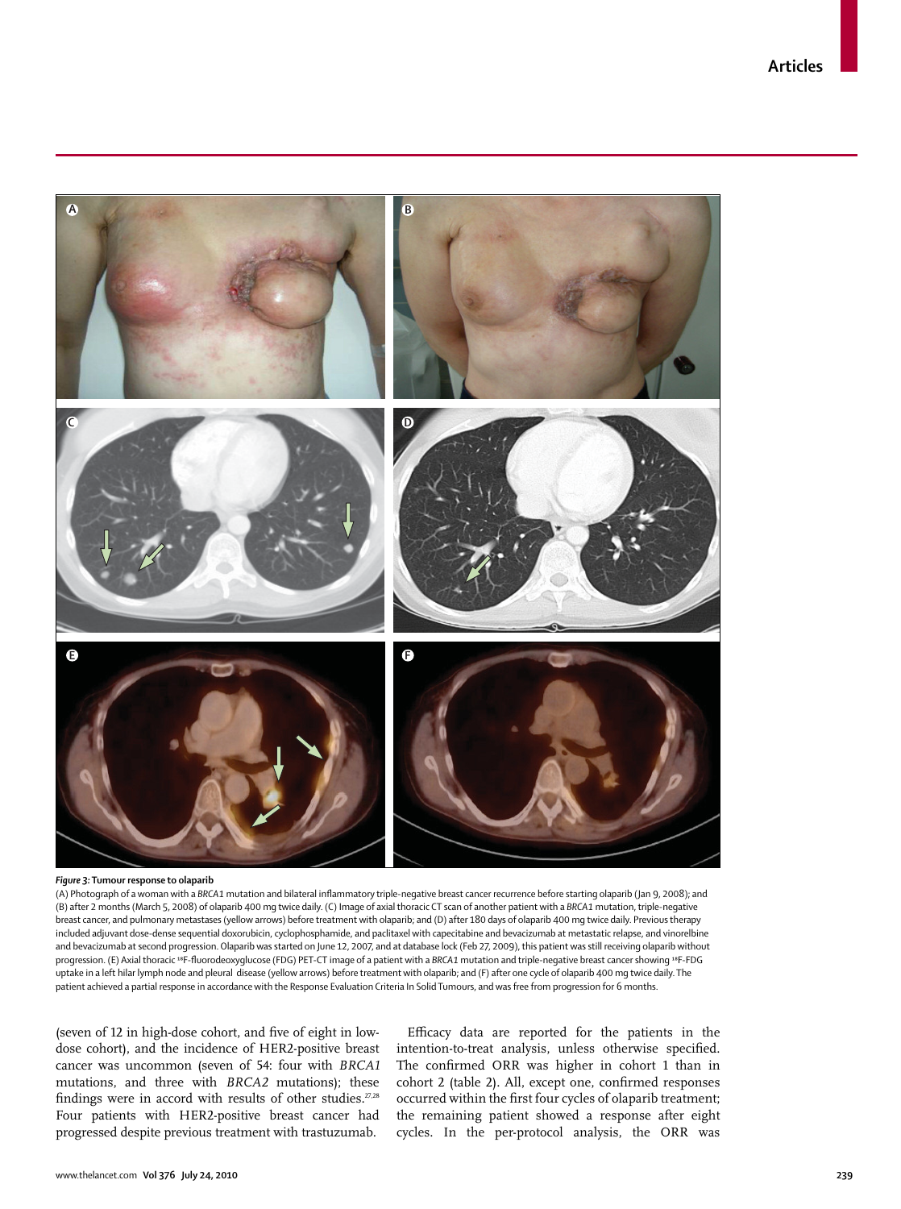*Figure 3:* **Tumour response to olaparib**

(A) Photograph of a woman with a *BRCA1* mutation and bilateral inflammatory triple-negative breast cancer recurrence before starting olaparib (Jan 9, 2008); and (B) after 2 months (March 5, 2008) of olaparib 400 mg twice daily. (C) Image of axial thoracic CT scan of another patient with a *BRCA1* mutation, triple-negative breast cancer, and pulmonary metastases (yellow arrows) before treatment with olaparib; and (D) after 180 days of olaparib 400 mg twice daily. Previous therapy included adjuvant dose-dense sequential doxorubicin, cyclophosphamide, and paclitaxel with capecitabine and bevacizumab at metastatic relapse, and vinorelbine and bevacizumab at second progression. Olaparib was started on June 12, 2007, and at database lock (Feb 27, 2009), this patient was still receiving olaparib without progression. (E) Axial thoracic $^{18}$F-fluorodeoxyglucose (FDG) PET-CT image of a patient with a *BRCA1* mutation and triple-negative breast cancer showing $^{18}$F-FDG uptake in a left hilar lymph node and pleural disease (yellow arrows) before treatment with olaparib; and (F) after one cycle of olaparib 400 mg twice daily. The patient achieved a partial response in accordance with the Response Evaluation Criteria In Solid Tumours, and was free from progression for 6 months.

(seven of 12 in high-dose cohort, and five of eight in low-dose cohort), and the incidence of HER2-positive breast cancer was uncommon (seven of 54: four with *BRCA1* mutations, and three with *BRCA2* mutations); these findings were in accord with results of other studies.[27,28] Four patients with HER2-positive breast cancer had progressed despite previous treatment with trastuzumab.

Efficacy data are reported for the patients in the intention-to-treat analysis, unless otherwise specified. The confirmed ORR was higher in cohort 1 than in cohort 2 (table 2). All, except one, confirmed responses occurred within the first four cycles of olaparib treatment; the remaining patient showed a response after eight cycles. In the per-protocol analysis, the ORR was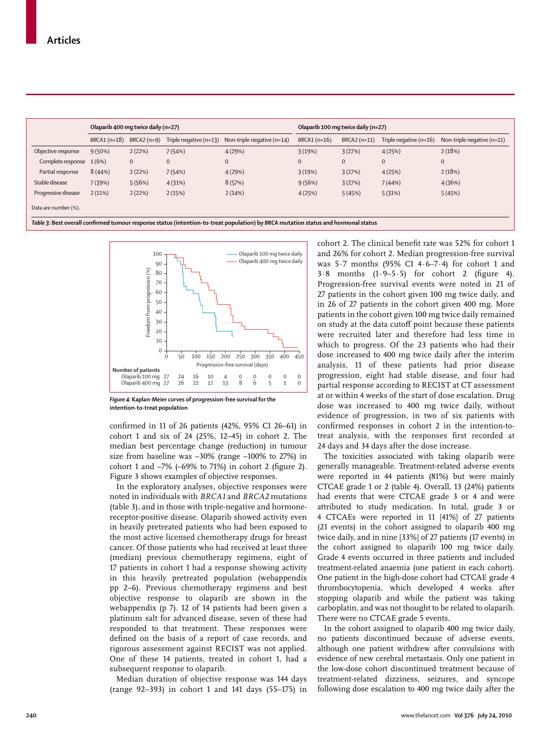| | Olaparib 400 mg twice daily (n=27) | | | | Olaparib 100 mg twice daily (n=27) | | | |
|---|---|---|---|---|---|---|---|---|
| | *BRCA1* (n=18) | *BRCA2* (n=9) | Triple negative (n=13) | Non-triple negative (n=14) | *BRCA1* (n=16) | *BRCA2* (n=11) | Triple negative (n=16) | Non-triple negative (n=11) |
| Objective response | 9 (50%) | 2 (22%) | 7 (54%) | 4 (29%) | 3 (19%) | 3 (27%) | 4 (25%) | 2 (18%) |
| Complete response | 1 (6%) | 0 | 0 | 0 | 0 | 0 | 0 | 0 |
| Partial response | 8 (44%) | 2 (22%) | 7 (54%) | 4 (29%) | 3 (19%) | 3 (27%) | 4 (25%) | 2 (18%) |
| Stable disease | 7 (39%) | 5 (56%) | 4 (31%) | 8 (57%) | 9 (56%) | 3 (27%) | 7 (44%) | 4 (36%) |
| Progressive disease | 2 (11%) | 2 (22%) | 2 (15%) | 2 (14%) | 4 (25%) | 5 (45%) | 5 (31%) | 5 (45%) |

Data are number (%).

*Table 3:* **Best overall confirmed tumour response status (intention-to-treat population) by *BRCA* mutation status and hormonal status**

Olaparib 100 mg twice daily
Olaparib 400 mg twice daily
Freedom from progression (%)
100 90 80 70 60 50 40 30 20 10 0
0 50 100 150 200 250 300 350 400 450
Progression-free survival (days)
Number of patients
Olaparib 100 mg 27 24 16 10 4 0 0 0 0 0
Olaparib 400 mg 27 26 22 17 13 8 6 5 1 0

*Figure 4:* **Kaplan-Meier curves of progression-free survival for the intention-to-treat population**

confirmed in 11 of 26 patients (42%, 95% CI 26–61) in cohort 1 and six of 24 (25%, 12–45) in cohort 2. The median best percentage change (reduction) in tumour size from baseline was –30% (range –100% to 27%) in cohort 1 and –7% (–69% to 71%) in cohort 2 (figure 2). Figure 3 shows examples of objective responses.

In the exploratory analyses, objective responses were noted in individuals with *BRCA1* and *BRCA2* mutations (table 3), and in those with triple-negative and hormone-receptor-positive disease. Olaparib showed activity even in heavily pretreated patients who had been exposed to the most active licensed chemotherapy drugs for breast cancer. Of those patients who had received at least three (median) previous chemotherapy regimens, eight of 17 patients in cohort 1 had a response showing activity in this heavily pretreated population (webappendix pp 2–6). Previous chemotherapy regimens and best objective response to olaparib are shown in the webappendix (p 7). 12 of 14 patients had been given a platinum salt for advanced disease, seven of these had responded to that treatment. These responses were defined on the basis of a report of case records, and rigorous assessment against RECIST was not applied. One of these 14 patients, treated in cohort 1, had a subsequent response to olaparib.

Median duration of objective response was 144 days (range 92–393) in cohort 1 and 141 days (55–175) in cohort 2. The clinical benefit rate was 52% for cohort 1 and 26% for cohort 2. Median progression-free survival was 5·7 months (95% CI 4·6–7·4) for cohort 1 and 3·8 months (1·9–5·5) for cohort 2 (figure 4). Progression-free survival events were noted in 21 of 27 patients in the cohort given 100 mg twice daily, and in 26 of 27 patients in the cohort given 400 mg. More patients in the cohort given 100 mg twice daily remained on study at the data cutoff point because these patients were recruited later and therefore had less time in which to progress. Of the 23 patients who had their dose increased to 400 mg twice daily after the interim analysis, 11 of these patients had prior disease progression, eight had stable disease, and four had partial response according to RECIST at CT assessment at or within 4 weeks of the start of dose escalation. Drug dose was increased to 400 mg twice daily, without evidence of progression, in two of six patients with confirmed responses in cohort 2 in the intention-to-treat analysis, with the responses first recorded at 24 days and 34 days after the dose increase.

The toxicities associated with taking olaparib were generally manageable. Treatment-related adverse events were reported in 44 patients (81%) but were mainly CTCAE grade 1 or 2 (table 4). Overall, 13 (24%) patients had events that were CTCAE grade 3 or 4 and were attributed to study medication. In total, grade 3 or 4 CTCAEs were reported in 11 [41%] of 27 patients (21 events) in the cohort assigned to olaparib 400 mg twice daily, and in nine [33%] of 27 patients (17 events) in the cohort assigned to olaparib 100 mg twice daily. Grade 4 events occurred in three patients and included treatment-related anaemia (one patient in each cohort). One patient in the high-dose cohort had CTCAE grade 4 thrombocytopenia, which developed 4 weeks after stopping olaparib and while the patient was taking carboplatin, and was not thought to be related to olaparib. There were no CTCAE grade 5 events.

In the cohort assigned to olaparib 400 mg twice daily, no patients discontinued because of adverse events, although one patient withdrew after convulsions with evidence of new cerebral metastasis. Only one patient in the low-dose cohort discontinued treatment because of treatment-related dizziness, seizures, and syncope following dose escalation to 400 mg twice daily after the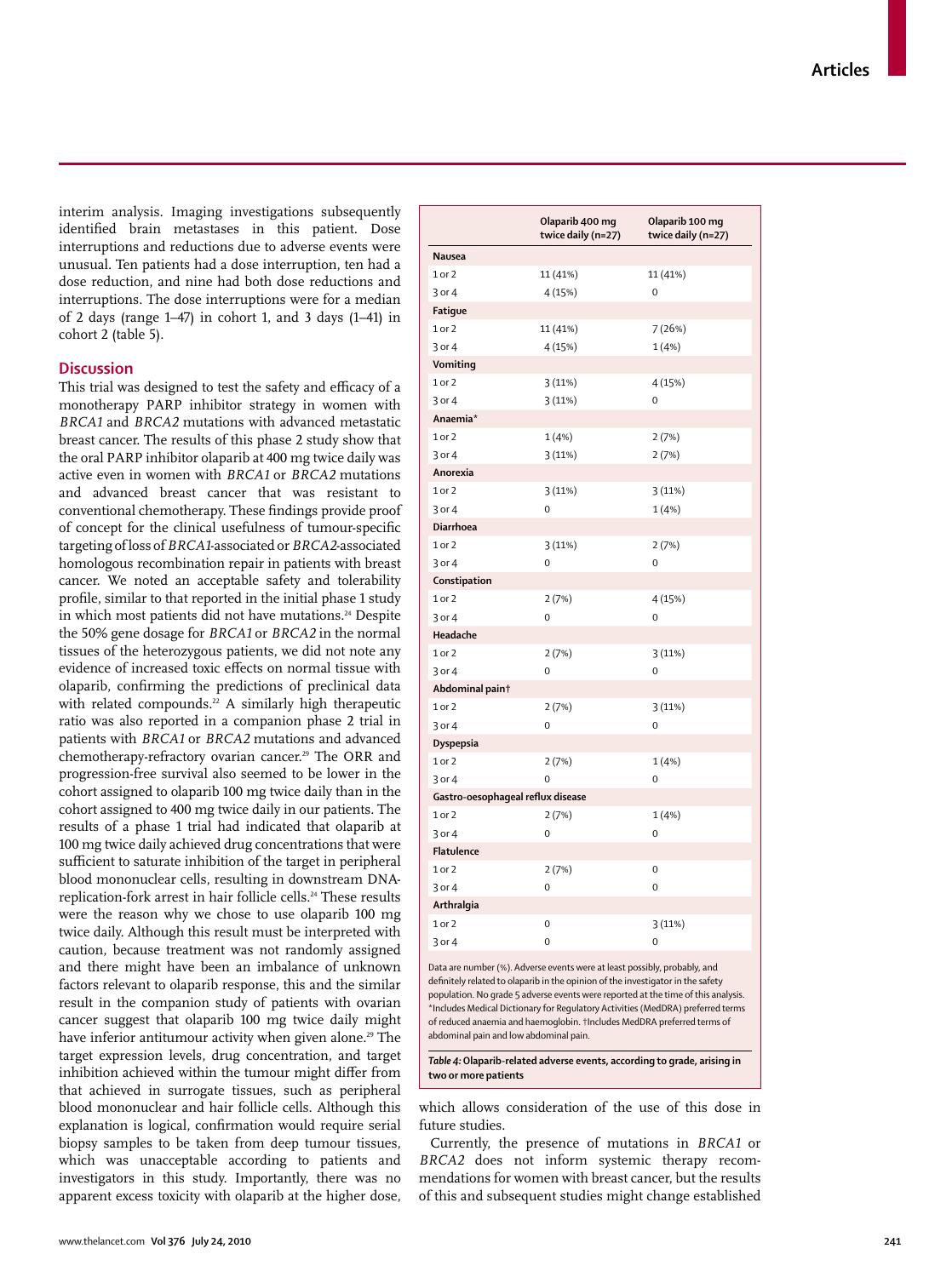interim analysis. Imaging investigations subsequently identified brain metastases in this patient. Dose interruptions and reductions due to adverse events were unusual. Ten patients had a dose interruption, ten had a dose reduction, and nine had both dose reductions and interruptions. The dose interruptions were for a median of 2 days (range 1–47) in cohort 1, and 3 days (1–41) in cohort 2 (table 5).

## Discussion

This trial was designed to test the safety and efficacy of a monotherapy PARP inhibitor strategy in women with *BRCA1* and *BRCA2* mutations with advanced metastatic breast cancer. The results of this phase 2 study show that the oral PARP inhibitor olaparib at 400 mg twice daily was active even in women with *BRCA1* or *BRCA2* mutations and advanced breast cancer that was resistant to conventional chemotherapy. These findings provide proof of concept for the clinical usefulness of tumour-specific targeting of loss of *BRCA1*-associated or *BRCA2*-associated homologous recombination repair in patients with breast cancer. We noted an acceptable safety and tolerability profile, similar to that reported in the initial phase 1 study in which most patients did not have mutations.[24] Despite the 50% gene dosage for *BRCA1* or *BRCA2* in the normal tissues of the heterozygous patients, we did not note any evidence of increased toxic effects on normal tissue with olaparib, confirming the predictions of preclinical data with related compounds.[22] A similarly high therapeutic ratio was also reported in a companion phase 2 trial in patients with *BRCA1* or *BRCA2* mutations and advanced chemotherapy-refractory ovarian cancer.[29] The ORR and progression-free survival also seemed to be lower in the cohort assigned to olaparib 100 mg twice daily than in the cohort assigned to 400 mg twice daily in our patients. The results of a phase 1 trial had indicated that olaparib at 100 mg twice daily achieved drug concentrations that were sufficient to saturate inhibition of the target in peripheral blood mononuclear cells, resulting in downstream DNA-replication-fork arrest in hair follicle cells.[24] These results were the reason why we chose to use olaparib 100 mg twice daily. Although this result must be interpreted with caution, because treatment was not randomly assigned and there might have been an imbalance of unknown factors relevant to olaparib response, this and the similar result in the companion study of patients with ovarian cancer suggest that olaparib 100 mg twice daily might have inferior antitumour activity when given alone.[29] The target expression levels, drug concentration, and target inhibition achieved within the tumour might differ from that achieved in surrogate tissues, such as peripheral blood mononuclear and hair follicle cells. Although this explanation is logical, confirmation would require serial biopsy samples to be taken from deep tumour tissues, which was unacceptable according to patients and investigators in this study. Importantly, there was no apparent excess toxicity with olaparib at the higher dose, which allows consideration of the use of this dose in future studies.

Currently, the presence of mutations in *BRCA1* or *BRCA2* does not inform systemic therapy recommendations for women with breast cancer, but the results of this and subsequent studies might change established

| | Olaparib 400 mg twice daily (n=27) | Olaparib 100 mg twice daily (n=27) |
|---|---|---|
| **Nausea** | | |
| 1 or 2 | 11 (41%) | 11 (41%) |
| 3 or 4 | 4 (15%) | 0 |
| **Fatigue** | | |
| 1 or 2 | 11 (41%) | 7 (26%) |
| 3 or 4 | 4 (15%) | 1 (4%) |
| **Vomiting** | | |
| 1 or 2 | 3 (11%) | 4 (15%) |
| 3 or 4 | 3 (11%) | 0 |
| **Anaemia*** | | |
| 1 or 2 | 1 (4%) | 2 (7%) |
| 3 or 4 | 3 (11%) | 2 (7%) |
| **Anorexia** | | |
| 1 or 2 | 3 (11%) | 3 (11%) |
| 3 or 4 | 0 | 1 (4%) |
| **Diarrhoea** | | |
| 1 or 2 | 3 (11%) | 2 (7%) |
| 3 or 4 | 0 | 0 |
| **Constipation** | | |
| 1 or 2 | 2 (7%) | 4 (15%) |
| 3 or 4 | 0 | 0 |
| **Headache** | | |
| 1 or 2 | 2 (7%) | 3 (11%) |
| 3 or 4 | 0 | 0 |
| **Abdominal pain†** | | |
| 1 or 2 | 2 (7%) | 3 (11%) |
| 3 or 4 | 0 | 0 |
| **Dyspepsia** | | |
| 1 or 2 | 2 (7%) | 1 (4%) |
| 3 or 4 | 0 | 0 |
| **Gastro-oesophageal reflux disease** | | |
| 1 or 2 | 2 (7%) | 1 (4%) |
| 3 or 4 | 0 | 0 |
| **Flatulence** | | |
| 1 or 2 | 2 (7%) | 0 |
| 3 or 4 | 0 | 0 |
| **Arthralgia** | | |
| 1 or 2 | 0 | 3 (11%) |
| 3 or 4 | 0 | 0 |

Data are number (%). Adverse events were at least possibly, probably, and definitely related to olaparib in the opinion of the investigator in the safety population. No grade 5 adverse events were reported at the time of this analysis. *Includes Medical Dictionary for Regulatory Activities (MedDRA) preferred terms of reduced anaemia and haemoglobin. †Includes MedDRA preferred terms of abdominal pain and low abdominal pain.

*Table 4:* **Olaparib-related adverse events, according to grade, arising in two or more patients**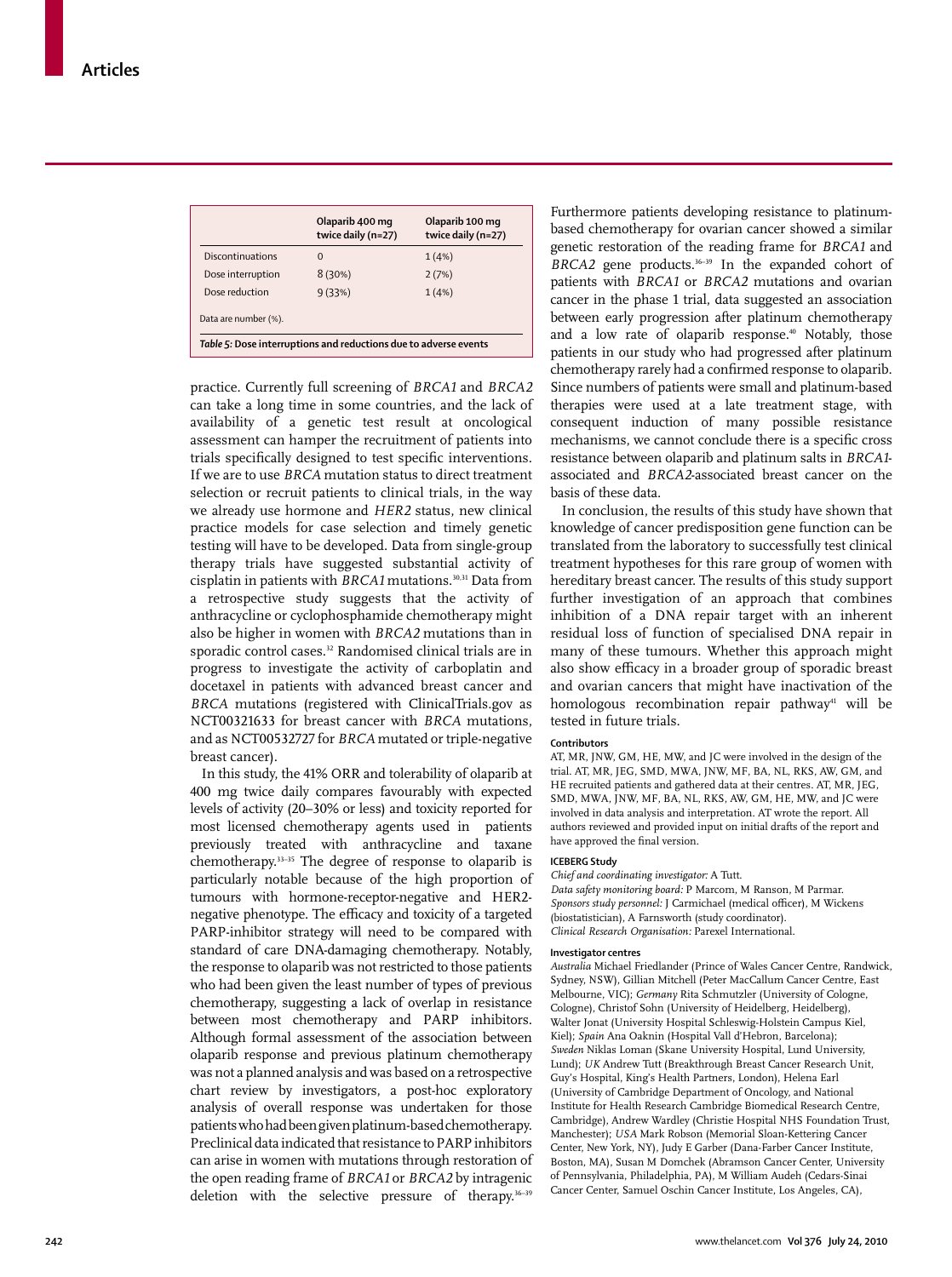| | Olaparib 400 mg twice daily (n=27) | Olaparib 100 mg twice daily (n=27) |
|---|---|---|
| Discontinuations | 0 | 1 (4%) |
| Dose interruption | 8 (30%) | 2 (7%) |
| Dose reduction | 9 (33%) | 1 (4%) |

Data are number (%).

*Table 5:* **Dose interruptions and reductions due to adverse events**

practice. Currently full screening of *BRCA1* and *BRCA2* can take a long time in some countries, and the lack of availability of a genetic test result at oncological assessment can hamper the recruitment of patients into trials specifically designed to test specific interventions. If we are to use *BRCA* mutation status to direct treatment selection or recruit patients to clinical trials, in the way we already use hormone and *HER2* status, new clinical practice models for case selection and timely genetic testing will have to be developed. Data from single-group therapy trials have suggested substantial activity of cisplatin in patients with *BRCA1* mutations.[30,31] Data from a retrospective study suggests that the activity of anthracycline or cyclophosphamide chemotherapy might also be higher in women with *BRCA2* mutations than in sporadic control cases.[32] Randomised clinical trials are in progress to investigate the activity of carboplatin and docetaxel in patients with advanced breast cancer and *BRCA* mutations (registered with ClinicalTrials.gov as NCT00321633 for breast cancer with *BRCA* mutations, and as NCT00532727 for *BRCA* mutated or triple-negative breast cancer).

In this study, the 41% ORR and tolerability of olaparib at 400 mg twice daily compares favourably with expected levels of activity (20–30% or less) and toxicity reported for most licensed chemotherapy agents used in patients previously treated with anthracycline and taxane chemotherapy.[33–35] The degree of response to olaparib is particularly notable because of the high proportion of tumours with hormone-receptor-negative and HER2-negative phenotype. The efficacy and toxicity of a targeted PARP-inhibitor strategy will need to be compared with standard of care DNA-damaging chemotherapy. Notably, the response to olaparib was not restricted to those patients who had been given the least number of types of previous chemotherapy, suggesting a lack of overlap in resistance between most chemotherapy and PARP inhibitors. Although formal assessment of the association between olaparib response and previous platinum chemotherapy was not a planned analysis and was based on a retrospective chart review by investigators, a post-hoc exploratory analysis of overall response was undertaken for those patients who had been given platinum-based chemotherapy. Preclinical data indicated that resistance to PARP inhibitors can arise in women with mutations through restoration of the open reading frame of *BRCA1* or *BRCA2* by intragenic deletion with the selective pressure of therapy.[36–39] Furthermore patients developing resistance to platinum-based chemotherapy for ovarian cancer showed a similar genetic restoration of the reading frame for *BRCA1* and *BRCA2* gene products.[36–39] In the expanded cohort of patients with *BRCA1* or *BRCA2* mutations and ovarian cancer in the phase 1 trial, data suggested an association between early progression after platinum chemotherapy and a low rate of olaparib response.[40] Notably, those patients in our study who had progressed after platinum chemotherapy rarely had a confirmed response to olaparib. Since numbers of patients were small and platinum-based therapies were used at a late treatment stage, with consequent induction of many possible resistance mechanisms, we cannot conclude there is a specific cross resistance between olaparib and platinum salts in *BRCA1*-associated and *BRCA2*-associated breast cancer on the basis of these data.

In conclusion, the results of this study have shown that knowledge of cancer predisposition gene function can be translated from the laboratory to successfully test clinical treatment hypotheses for this rare group of women with hereditary breast cancer. The results of this study support further investigation of an approach that combines inhibition of a DNA repair target with an inherent residual loss of function of specialised DNA repair in many of these tumours. Whether this approach might also show efficacy in a broader group of sporadic breast and ovarian cancers that might have inactivation of the homologous recombination repair pathway[41] will be tested in future trials.

#### Contributors

AT, MR, JNW, GM, HE, MW, and JC were involved in the design of the trial. AT, MR, JEG, SMD, MWA, JNW, MF, BA, NL, RKS, AW, GM, and HE recruited patients and gathered data at their centres. AT, MR, JEG, SMD, MWA, JNW, MF, BA, NL, RKS, AW, GM, HE, MW, and JC were involved in data analysis and interpretation. AT wrote the report. All authors reviewed and provided input on initial drafts of the report and have approved the final version.

#### ICEBERG Study

*Chief and coordinating investigator:* A Tutt.
*Data safety monitoring board:* P Marcom, M Ranson, M Parmar.
*Sponsors study personnel:* J Carmichael (medical officer), M Wickens (biostatistician), A Farnsworth (study coordinator).
*Clinical Research Organisation:* Parexel International.

#### Investigator centres

*Australia* Michael Friedlander (Prince of Wales Cancer Centre, Randwick, Sydney, NSW), Gillian Mitchell (Peter MacCallum Cancer Centre, East Melbourne, VIC); *Germany* Rita Schmutzler (University of Cologne, Cologne), Christof Sohn (University of Heidelberg, Heidelberg), Walter Jonat (University Hospital Schleswig-Holstein Campus Kiel, Kiel); *Spain* Ana Oaknin (Hospital Vall d'Hebron, Barcelona); *Sweden* Niklas Loman (Skane University Hospital, Lund University, Lund); *UK* Andrew Tutt (Breakthrough Breast Cancer Research Unit, Guy's Hospital, King's Health Partners, London), Helena Earl (University of Cambridge Department of Oncology, and National Institute for Health Research Cambridge Biomedical Research Centre, Cambridge), Andrew Wardley (Christie Hospital NHS Foundation Trust, Manchester); *USA* Mark Robson (Memorial Sloan-Kettering Cancer Center, New York, NY), Judy E Garber (Dana-Farber Cancer Institute, Boston, MA), Susan M Domchek (Abramson Cancer Center, University of Pennsylvania, Philadelphia, PA), M William Audeh (Cedars-Sinai Cancer Center, Samuel Oschin Cancer Institute, Los Angeles, CA),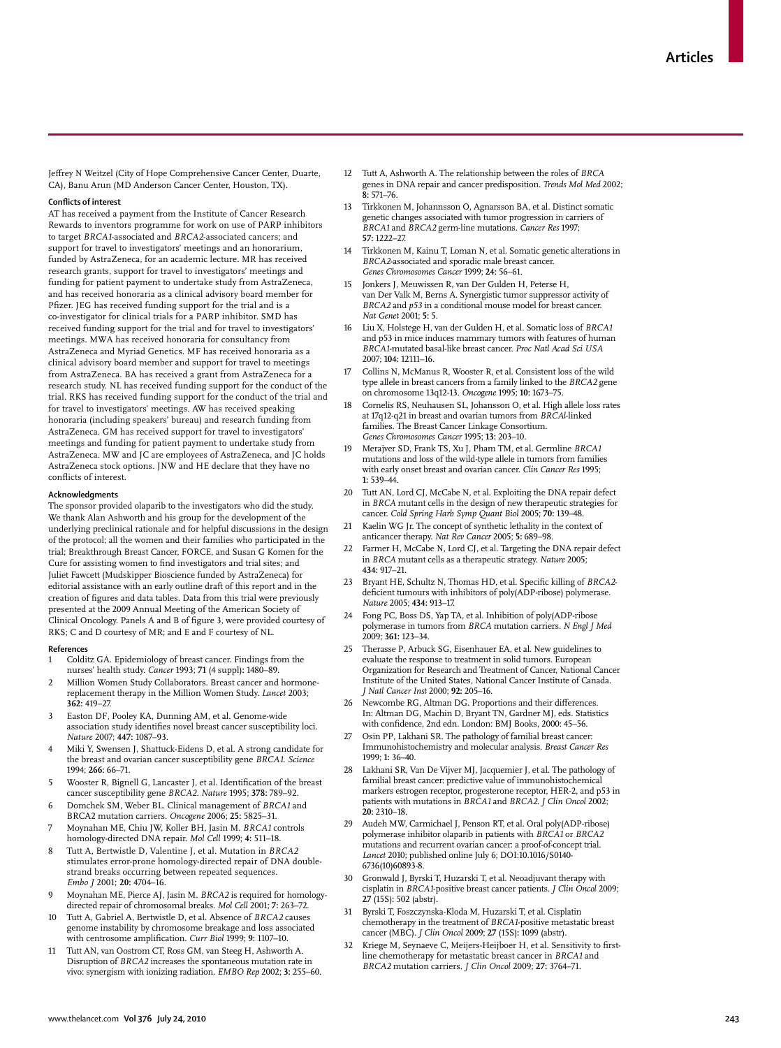Jeffrey N Weitzel (City of Hope Comprehensive Cancer Center, Duarte, CA), Banu Arun (MD Anderson Cancer Center, Houston, TX).

### Conflicts of interest

AT has received a payment from the Institute of Cancer Research Rewards to inventors programme for work on use of PARP inhibitors to target *BRCA1*-associated and *BRCA2*-associated cancers; and support for travel to investigators' meetings and an honorarium, funded by AstraZeneca, for an academic lecture. MR has received research grants, support for travel to investigators' meetings and funding for patient payment to undertake study from AstraZeneca, and has received honoraria as a clinical advisory board member for Pfizer. JEG has received funding support for the trial and is a co-investigator for clinical trials for a PARP inhibitor. SMD has received funding support for the trial and for travel to investigators' meetings. MWA has received honoraria for consultancy from AstraZeneca and Myriad Genetics. MF has received honoraria as a clinical advisory board member and support for travel to meetings from AstraZeneca. BA has received a grant from AstraZeneca for a research study. NL has received funding support for the conduct of the trial. RKS has received funding support for the conduct of the trial and for travel to investigators' meetings. AW has received speaking honoraria (including speakers' bureau) and research funding from AstraZeneca. GM has received support for travel to investigators' meetings and funding for patient payment to undertake study from AstraZeneca. MW and JC are employees of AstraZeneca, and JC holds AstraZeneca stock options. JNW and HE declare that they have no conflicts of interest.

### Acknowledgments

The sponsor provided olaparib to the investigators who did the study. We thank Alan Ashworth and his group for the development of the underlying preclinical rationale and for helpful discussions in the design of the protocol; all the women and their families who participated in the trial; Breakthrough Breast Cancer, FORCE, and Susan G Komen for the Cure for assisting women to find investigators and trial sites; and Juliet Fawcett (Mudskipper Bioscience funded by AstraZeneca) for editorial assistance with an early outline draft of this report and in the creation of figures and data tables. Data from this trial were previously presented at the 2009 Annual Meeting of the American Society of Clinical Oncology. Panels A and B of figure 3, were provided courtesy of RKS; C and D courtesy of MR; and E and F courtesy of NL.

### References

1. Colditz GA. Epidemiology of breast cancer. Findings from the nurses' health study. *Cancer* 1993; **71** (4 suppl): 1480–89.
2. Million Women Study Collaborators. Breast cancer and hormone-replacement therapy in the Million Women Study. *Lancet* 2003; **362:** 419–27.
3. Easton DF, Pooley KA, Dunning AM, et al. Genome-wide association study identifies novel breast cancer susceptibility loci. *Nature* 2007; **447:** 1087–93.
4. Miki Y, Swensen J, Shattuck-Eidens D, et al. A strong candidate for the breast and ovarian cancer susceptibility gene *BRCA1*. *Science* 1994; **266:** 66–71.
5. Wooster R, Bignell G, Lancaster J, et al. Identification of the breast cancer susceptibility gene *BRCA2*. *Nature* 1995; **378:** 789–92.
6. Domchek SM, Weber BL. Clinical management of *BRCA1* and *BRCA2* mutation carriers. *Oncogene* 2006; **25:** 5825–31.
7. Moynahan ME, Chiu JW, Koller BH, Jasin M. *BRCA1* controls homology-directed DNA repair. *Mol Cell* 1999; **4:** 511–18.
8. Tutt A, Bertwistle D, Valentine J, et al. Mutation in *BRCA2* stimulates error-prone homology-directed repair of DNA double-strand breaks occurring between repeated sequences. *Embo J* 2001; **20:** 4704–16.
9. Moynahan ME, Pierce AJ, Jasin M. *BRCA2* is required for homology-directed repair of chromosomal breaks. *Mol Cell* 2001; **7:** 263–72.
10. Tutt A, Gabriel A, Bertwistle D, et al. Absence of *BRCA2* causes genome instability by chromosome breakage and loss associated with centrosome amplification. *Curr Biol* 1999; **9:** 1107–10.
11. Tutt AN, van Oostrom CT, Ross GM, van Steeg H, Ashworth A. Disruption of *BRCA2* increases the spontaneous mutation rate in vivo: synergism with ionizing radiation. *EMBO Rep* 2002; **3:** 255–60.
12. Tutt A, Ashworth A. The relationship between the roles of *BRCA* genes in DNA repair and cancer predisposition. *Trends Mol Med* 2002; **8:** 571–76.
13. Tirkkonen M, Johannsson O, Agnarsson BA, et al. Distinct somatic genetic changes associated with tumor progression in carriers of *BRCA1* and *BRCA2* germ-line mutations. *Cancer Res* 1997; **57:** 1222–27.
14. Tirkkonen M, Kainu T, Loman N, et al. Somatic genetic alterations in *BRCA2*-associated and sporadic male breast cancer. *Genes Chromosomes Cancer* 1999; **24:** 56–61.
15. Jonkers J, Meuwissen R, van Der Gulden H, Peterse H, van Der Valk M, Berns A. Synergistic tumor suppressor activity of *BRCA2* and *p53* in a conditional mouse model for breast cancer. *Nat Genet* 2001; **5:** 5.
16. Liu X, Holstege H, van der Gulden H, et al. Somatic loss of *BRCA1* and p53 in mice induces mammary tumors with features of human *BRCA1*-mutated basal-like breast cancer. *Proc Natl Acad Sci USA* 2007; **104:** 12111–16.
17. Collins N, McManus R, Wooster R, et al. Consistent loss of the wild type allele in breast cancers from a family linked to the *BRCA2* gene on chromosome 13q12-13. *Oncogene* 1995; **10:** 1673–75.
18. Cornelis RS, Neuhausen SL, Johansson O, et al. High allele loss rates at 17q12-q21 in breast and ovarian tumors from *BRCAl*-linked families. The Breast Cancer Linkage Consortium. *Genes Chromosomes Cancer* 1995; **13:** 203–10.
19. Merajver SD, Frank TS, Xu J, Pham TM, et al. Germline *BRCA1* mutations and loss of the wild-type allele in tumors from families with early onset breast and ovarian cancer. *Clin Cancer Res* 1995; **1:** 539–44.
20. Tutt AN, Lord CJ, McCabe N, et al. Exploiting the DNA repair defect in *BRCA* mutant cells in the design of new therapeutic strategies for cancer. *Cold Spring Harb Symp Quant Biol* 2005; **70:** 139–48.
21. Kaelin WG Jr. The concept of synthetic lethality in the context of anticancer therapy. *Nat Rev Cancer* 2005; **5:** 689–98.
22. Farmer H, McCabe N, Lord CJ, et al. Targeting the DNA repair defect in *BRCA* mutant cells as a therapeutic strategy. *Nature* 2005; **434:** 917–21.
23. Bryant HE, Schultz N, Thomas HD, et al. Specific killing of *BRCA2*-deficient tumours with inhibitors of poly(ADP-ribose) polymerase. *Nature* 2005; **434:** 913–17.
24. Fong PC, Boss DS, Yap TA, et al. Inhibition of poly(ADP-ribose polymerase in tumors from *BRCA* mutation carriers. *N Engl J Med* 2009; **361:** 123–34.
25. Therasse P, Arbuck SG, Eisenhauer EA, et al. New guidelines to evaluate the response to treatment in solid tumors. European Organization for Research and Treatment of Cancer, National Cancer Institute of the United States, National Cancer Institute of Canada. *J Natl Cancer Inst* 2000; **92:** 205–16.
26. Newcombe RG, Altman DG. Proportions and their differences. In: Altman DG, Machin D, Bryant TN, Gardner MJ, eds. Statistics with confidence, 2nd edn. London: BMJ Books, 2000: 45–56.
27. Osin PP, Lakhani SR. The pathology of familial breast cancer: Immunohistochemistry and molecular analysis. *Breast Cancer Res* 1999; **1:** 36–40.
28. Lakhani SR, Van De Vijver MJ, Jacquemier J, et al. The pathology of familial breast cancer: predictive value of immunohistochemical markers estrogen receptor, progesterone receptor, HER-2, and p53 in patients with mutations in *BRCA1* and *BRCA2*. *J Clin Oncol* 2002; **20:** 2310–18.
29. Audeh MW, Carmichael J, Penson RT, et al. Oral poly(ADP-ribose) polymerase inhibitor olaparib in patients with *BRCA1* or *BRCA2* mutations and recurrent ovarian cancer: a proof-of-concept trial. *Lancet* 2010; published online July 6; DOI:10.1016/S0140-6736(10)60893-8.
30. Gronwald J, Byrski T, Huzarski T, et al. Neoadjuvant therapy with cisplatin in *BRCA1*-positive breast cancer patients. *J Clin Oncol* 2009; **27** (15S): 502 (abstr).
31. Byrski T, Foszczynska-Kloda M, Huzarski T, et al. Cisplatin chemotherapy in the treatment of *BRCA1*-positive metastatic breast cancer (MBC). *J Clin Oncol* 2009; **27** (15S): 1099 (abstr).
32. Kriege M, Seynaeve C, Meijers-Heijboer H, et al. Sensitivity to first-line chemotherapy for metastatic breast cancer in *BRCA1* and *BRCA2* mutation carriers. *J Clin Oncol* 2009; **27:** 3764–71.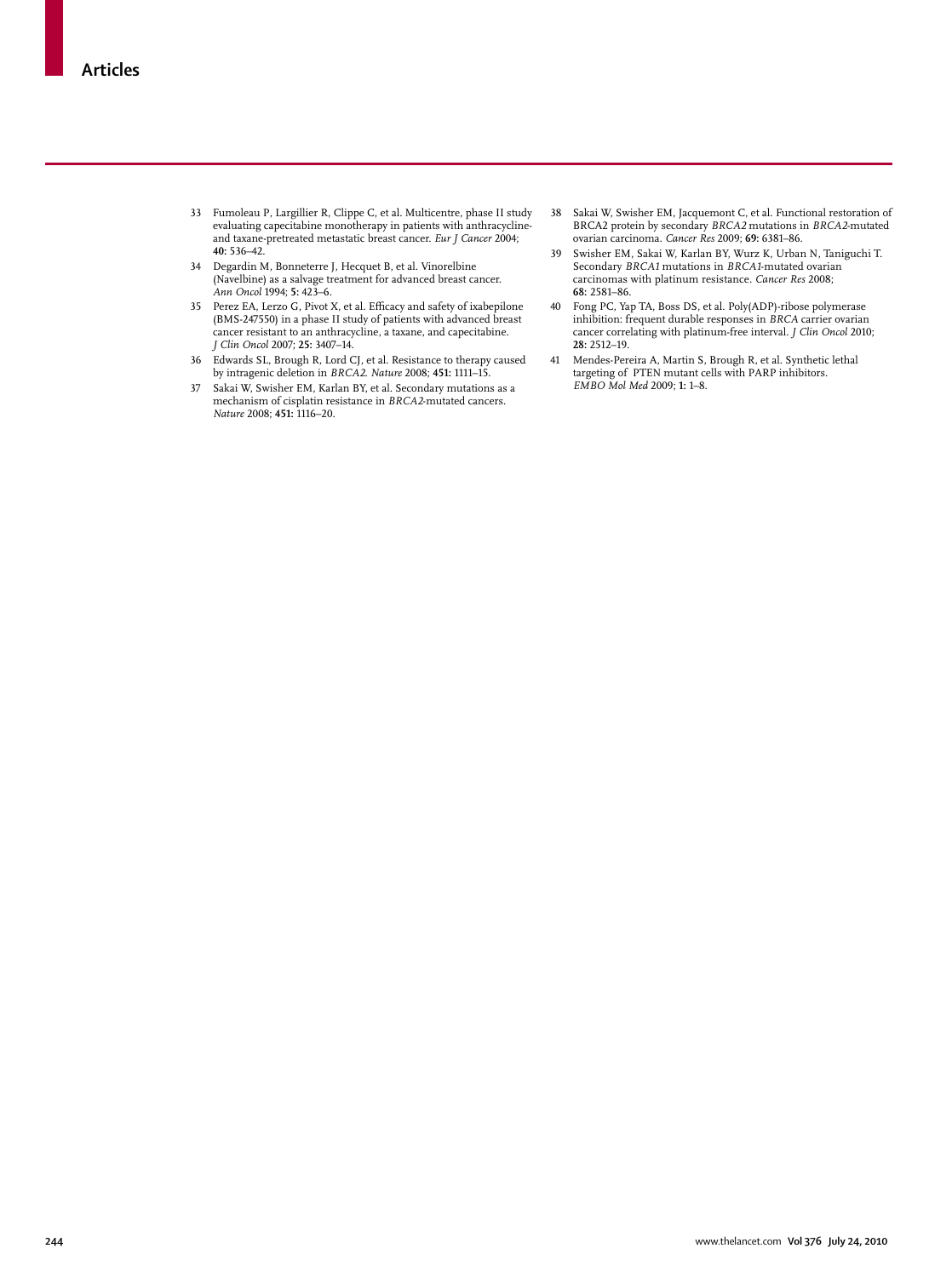33 Fumoleau P, Largillier R, Clippe C, et al. Multicentre, phase II study evaluating capecitabine monotherapy in patients with anthracycline- and taxane-pretreated metastatic breast cancer. *Eur J Cancer* 2004; **40:** 536–42.

34 Degardin M, Bonneterre J, Hecquet B, et al. Vinorelbine (Navelbine) as a salvage treatment for advanced breast cancer. *Ann Oncol* 1994; **5:** 423–6.

35 Perez EA, Lerzo G, Pivot X, et al. Efficacy and safety of ixabepilone (BMS-247550) in a phase II study of patients with advanced breast cancer resistant to an anthracycline, a taxane, and capecitabine. *J Clin Oncol* 2007; **25:** 3407–14.

36 Edwards SL, Brough R, Lord CJ, et al. Resistance to therapy caused by intragenic deletion in *BRCA2*. *Nature* 2008; **451:** 1111–15.

37 Sakai W, Swisher EM, Karlan BY, et al. Secondary mutations as a mechanism of cisplatin resistance in *BRCA2*-mutated cancers. *Nature* 2008; **451:** 1116–20.

38 Sakai W, Swisher EM, Jacquemont C, et al. Functional restoration of BRCA2 protein by secondary *BRCA2* mutations in *BRCA2*-mutated ovarian carcinoma. *Cancer Res* 2009; **69:** 6381–86.

39 Swisher EM, Sakai W, Karlan BY, Wurz K, Urban N, Taniguchi T. Secondary *BRCA1* mutations in *BRCA1*-mutated ovarian carcinomas with platinum resistance. *Cancer Res* 2008; **68:** 2581–86.

40 Fong PC, Yap TA, Boss DS, et al. Poly(ADP)-ribose polymerase inhibition: frequent durable responses in *BRCA* carrier ovarian cancer correlating with platinum-free interval. *J Clin Oncol* 2010; **28:** 2512–19.

41 Mendes-Pereira A, Martin S, Brough R, et al. Synthetic lethal targeting of PTEN mutant cells with PARP inhibitors. *EMBO Mol Med* 2009; **1:** 1–8.